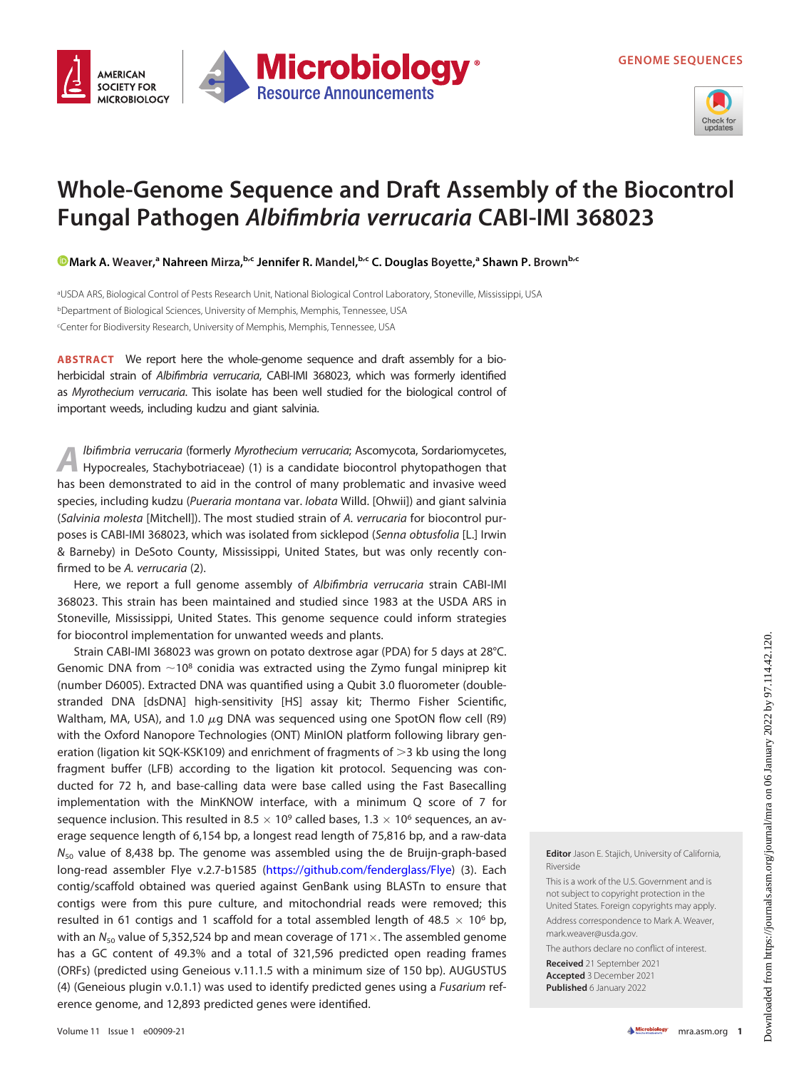GENOME SEQUENCES

# Whole-Genome Sequence and Draft Assembly of the Biocontrol Fungal Pathogen *Albifimbria verrucaria* CABI-IMI 368023

Mark A. Weaver,[a] Nahreen Mirza,[b,c] Jennifer R. Mandel,[b,c] C. Douglas Boyette,[a] Shawn P. Brown[b,c]

[a]USDA ARS, Biological Control of Pests Research Unit, National Biological Control Laboratory, Stoneville, Mississippi, USA
[b]Department of Biological Sciences, University of Memphis, Memphis, Tennessee, USA
[c]Center for Biodiversity Research, University of Memphis, Memphis, Tennessee, USA

**ABSTRACT** We report here the whole-genome sequence and draft assembly for a bioherbicidal strain of *Albifimbria verrucaria*, CABI-IMI 368023, which was formerly identified as *Myrothecium verrucaria*. This isolate has been well studied for the biological control of important weeds, including kudzu and giant salvinia.

*Albifimbria verrucaria* (formerly *Myrothecium verrucaria*; Ascomycota, Sordariomycetes, Hypocreales, Stachybotriaceae) (1) is a candidate biocontrol phytopathogen that has been demonstrated to aid in the control of many problematic and invasive weed species, including kudzu (*Pueraria montana* var. *lobata* Willd. [Ohwii]) and giant salvinia (*Salvinia molesta* [Mitchell]). The most studied strain of *A. verrucaria* for biocontrol purposes is CABI-IMI 368023, which was isolated from sicklepod (*Senna obtusfolia* [L.] Irwin & Barneby) in DeSoto County, Mississippi, United States, but was only recently confirmed to be *A. verrucaria* (2).

Here, we report a full genome assembly of *Albifimbria verrucaria* strain CABI-IMI 368023. This strain has been maintained and studied since 1983 at the USDA ARS in Stoneville, Mississippi, United States. This genome sequence could inform strategies for biocontrol implementation for unwanted weeds and plants.

Strain CABI-IMI 368023 was grown on potato dextrose agar (PDA) for 5 days at 28°C. Genomic DNA from $\sim 10^8$ conidia was extracted using the Zymo fungal miniprep kit (number D6005). Extracted DNA was quantified using a Qubit 3.0 fluorometer (double-stranded DNA [dsDNA] high-sensitivity [HS] assay kit; Thermo Fisher Scientific, Waltham, MA, USA), and 1.0 $\mu$g DNA was sequenced using one SpotON flow cell (R9) with the Oxford Nanopore Technologies (ONT) MinION platform following library generation (ligation kit SQK-KSK109) and enrichment of fragments of >3 kb using the long fragment buffer (LFB) according to the ligation kit protocol. Sequencing was conducted for 72 h, and base-calling data were base called using the Fast Basecalling implementation with the MinKNOW interface, with a minimum Q score of 7 for sequence inclusion. This resulted in $8.5 \times 10^9$ called bases, $1.3 \times 10^6$ sequences, an average sequence length of 6,154 bp, a longest read length of 75,816 bp, and a raw-data $N_{50}$ value of 8,438 bp. The genome was assembled using the de Bruijn-graph-based long-read assembler Flye v.2.7-b1585 (https://github.com/fenderglass/Flye) (3). Each contig/scaffold obtained was queried against GenBank using BLASTn to ensure that contigs were from this pure culture, and mitochondrial reads were removed; this resulted in 61 contigs and 1 scaffold for a total assembled length of $48.5 \times 10^6$ bp, with an $N_{50}$ value of 5,352,524 bp and mean coverage of 171×. The assembled genome has a GC content of 49.3% and a total of 321,596 predicted open reading frames (ORFs) (predicted using Geneious v.11.1.5 with a minimum size of 150 bp). AUGUSTUS (4) (Geneious plugin v.0.1.1) was used to identify predicted genes using a *Fusarium* reference genome, and 12,893 predicted genes were identified.

**Editor** Jason E. Stajich, University of California, Riverside

This is a work of the U.S. Government and is not subject to copyright protection in the United States. Foreign copyrights may apply.

Address correspondence to Mark A. Weaver, mark.weaver@usda.gov.

The authors declare no conflict of interest.

**Received** 21 September 2021
**Accepted** 3 December 2021
**Published** 6 January 2022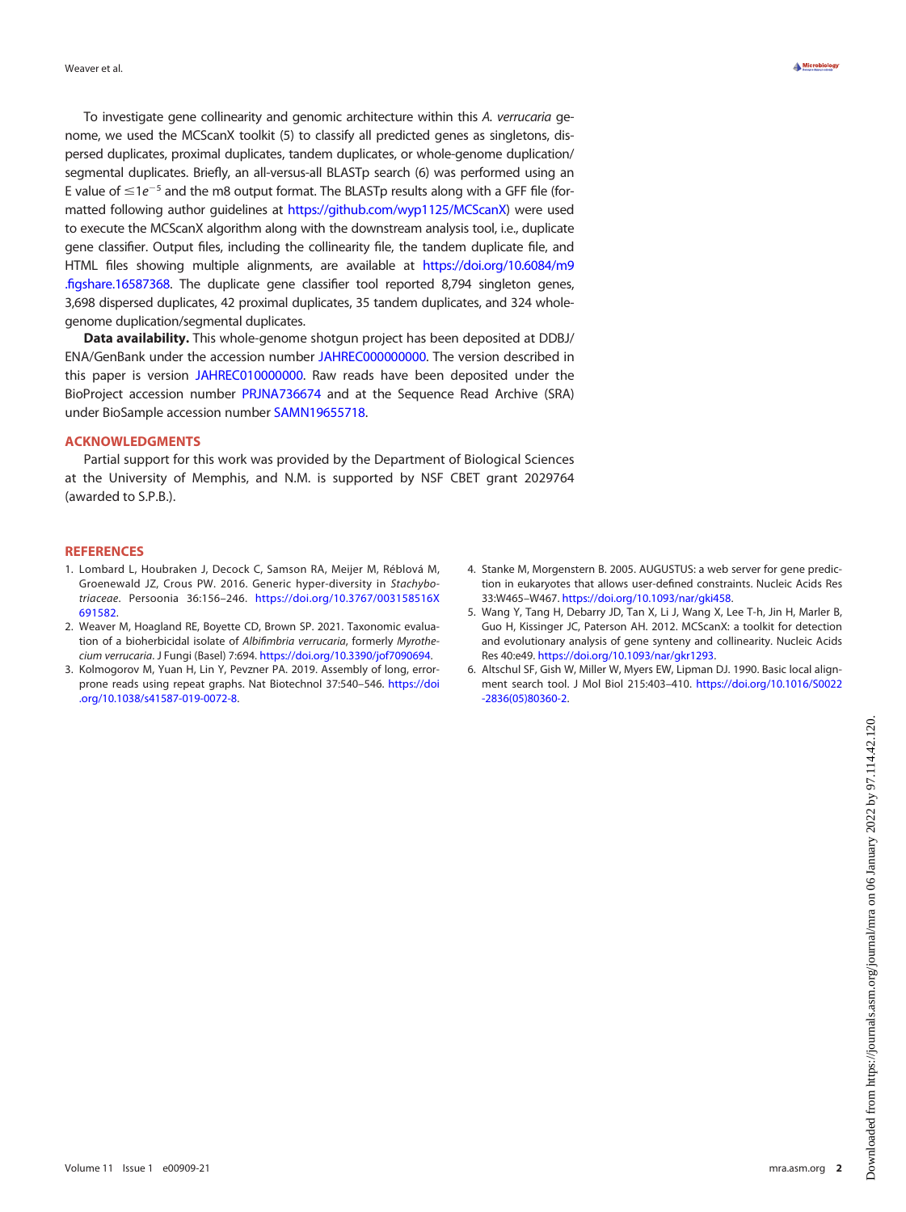To investigate gene collinearity and genomic architecture within this *A. verrucaria* genome, we used the MCScanX toolkit (5) to classify all predicted genes as singletons, dispersed duplicates, proximal duplicates, tandem duplicates, or whole-genome duplication/segmental duplicates. Briefly, an all-versus-all BLASTp search (6) was performed using an E value of $\leq 1e^{-5}$ and the m8 output format. The BLASTp results along with a GFF file (formatted following author guidelines at https://github.com/wyp1125/MCScanX) were used to execute the MCScanX algorithm along with the downstream analysis tool, i.e., duplicate gene classifier. Output files, including the collinearity file, the tandem duplicate file, and HTML files showing multiple alignments, are available at https://doi.org/10.6084/m9.figshare.16587368. The duplicate gene classifier tool reported 8,794 singleton genes, 3,698 dispersed duplicates, 42 proximal duplicates, 35 tandem duplicates, and 324 whole-genome duplication/segmental duplicates.

**Data availability.** This whole-genome shotgun project has been deposited at DDBJ/ENA/GenBank under the accession number JAHREC000000000. The version described in this paper is version JAHREC010000000. Raw reads have been deposited under the BioProject accession number PRJNA736674 and at the Sequence Read Archive (SRA) under BioSample accession number SAMN19655718.

## ACKNOWLEDGMENTS

Partial support for this work was provided by the Department of Biological Sciences at the University of Memphis, and N.M. is supported by NSF CBET grant 2029764 (awarded to S.P.B.).

## REFERENCES

1. Lombard L, Houbraken J, Decock C, Samson RA, Meijer M, Réblová M, Groenewald JZ, Crous PW. 2016. Generic hyper-diversity in *Stachybotriaceae*. Persoonia 36:156–246. https://doi.org/10.3767/003158516X691582.
2. Weaver M, Hoagland RE, Boyette CD, Brown SP. 2021. Taxonomic evaluation of a bioherbicidal isolate of *Albifimbria verrucaria*, formerly *Myrothecium verrucaria*. J Fungi (Basel) 7:694. https://doi.org/10.3390/jof7090694.
3. Kolmogorov M, Yuan H, Lin Y, Pevzner PA. 2019. Assembly of long, error-prone reads using repeat graphs. Nat Biotechnol 37:540–546. https://doi.org/10.1038/s41587-019-0072-8.
4. Stanke M, Morgenstern B. 2005. AUGUSTUS: a web server for gene prediction in eukaryotes that allows user-defined constraints. Nucleic Acids Res 33:W465–W467. https://doi.org/10.1093/nar/gki458.
5. Wang Y, Tang H, Debarry JD, Tan X, Li J, Wang X, Lee T-h, Jin H, Marler B, Guo H, Kissinger JC, Paterson AH. 2012. MCScanX: a toolkit for detection and evolutionary analysis of gene synteny and collinearity. Nucleic Acids Res 40:e49. https://doi.org/10.1093/nar/gkr1293.
6. Altschul SF, Gish W, Miller W, Myers EW, Lipman DJ. 1990. Basic local alignment search tool. J Mol Biol 215:403–410. https://doi.org/10.1016/S0022-2836(05)80360-2.